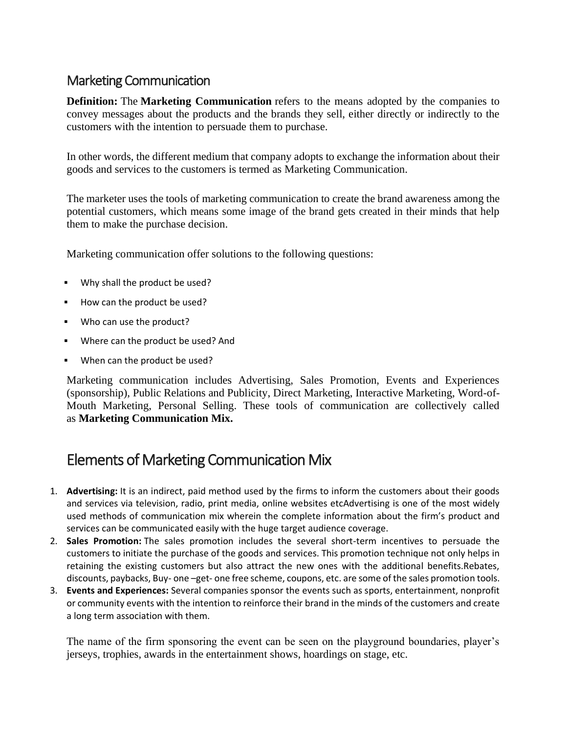## Marketing Communication

**Definition:** The **Marketing Communication** refers to the means adopted by the companies to convey messages about the products and the brands they sell, either directly or indirectly to the customers with the intention to persuade them to purchase.

In other words, the different medium that company adopts to exchange the information about their goods and services to the customers is termed as Marketing Communication.

The marketer uses the tools of marketing communication to create the brand awareness among the potential customers, which means some image of the brand gets created in their minds that help them to make the purchase decision.

Marketing communication offer solutions to the following questions:

- Why shall the product be used?
- How can the product be used?
- Who can use the product?
- Where can the product be used? And
- When can the product be used?

Marketing communication includes Advertising, Sales Promotion, Events and Experiences (sponsorship), Public Relations and Publicity, Direct Marketing, Interactive Marketing, Word-of-Mouth Marketing, Personal Selling. These tools of communication are collectively called as **Marketing Communication Mix.**

## Elements of Marketing Communication Mix

1. **Advertising:** It is an indirect, paid method used by the firms to inform the customers about their goods and services via television, radio, print media, online websites etcAdvertising is one of the most widely used methods of communication mix wherein the complete information about the firm's product and services can be communicated easily with the huge target audience coverage.
2. **Sales Promotion:** The sales promotion includes the several short-term incentives to persuade the customers to initiate the purchase of the goods and services. This promotion technique not only helps in retaining the existing customers but also attract the new ones with the additional benefits.Rebates, discounts, paybacks, Buy- one –get- one free scheme, coupons, etc. are some of the sales promotion tools.
3. **Events and Experiences:** Several companies sponsor the events such as sports, entertainment, nonprofit or community events with the intention to reinforce their brand in the minds of the customers and create a long term association with them.

   The name of the firm sponsoring the event can be seen on the playground boundaries, player's jerseys, trophies, awards in the entertainment shows, hoardings on stage, etc.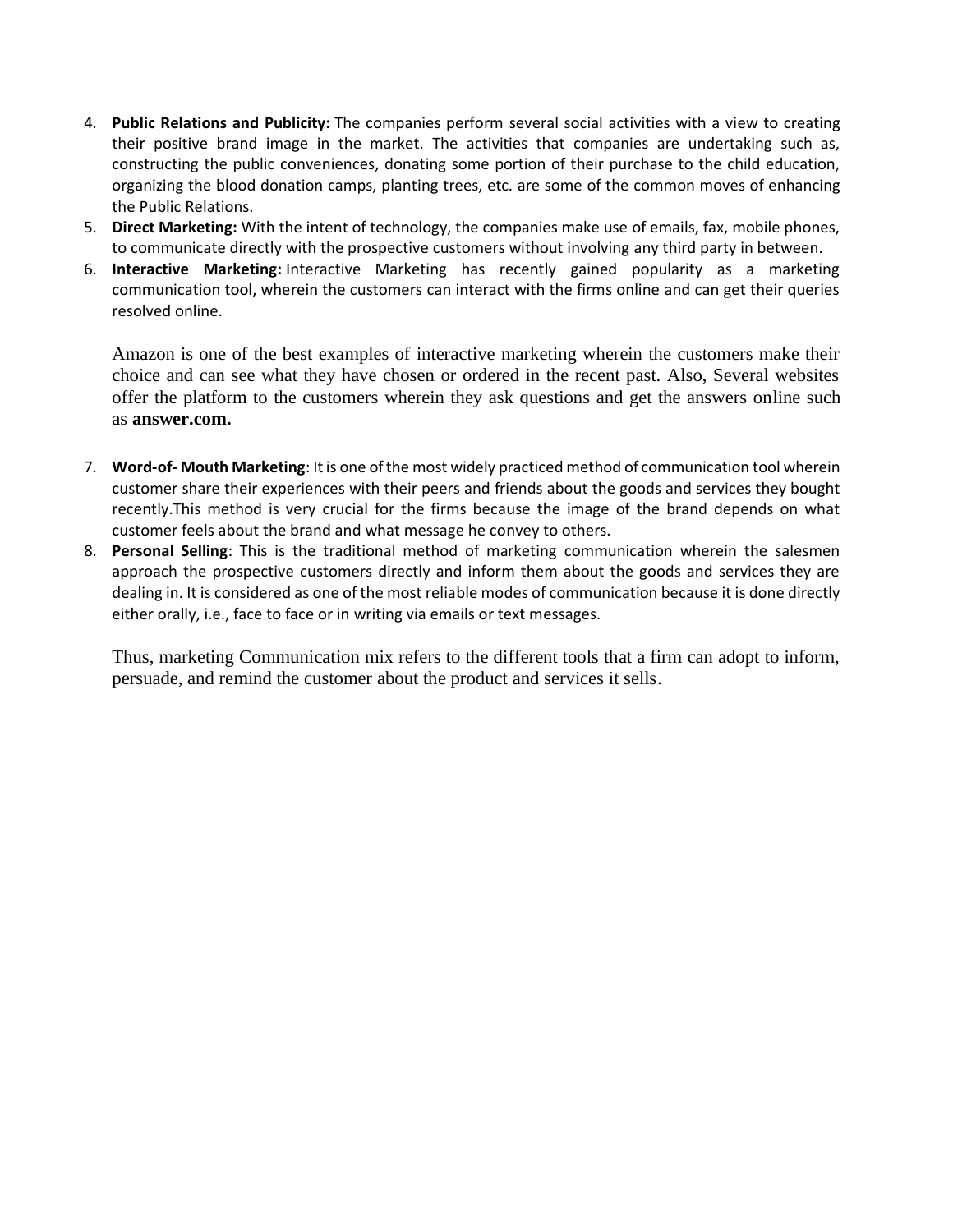4. **Public Relations and Publicity:** The companies perform several social activities with a view to creating their positive brand image in the market. The activities that companies are undertaking such as, constructing the public conveniences, donating some portion of their purchase to the child education, organizing the blood donation camps, planting trees, etc. are some of the common moves of enhancing the Public Relations.
5. **Direct Marketing:** With the intent of technology, the companies make use of emails, fax, mobile phones, to communicate directly with the prospective customers without involving any third party in between.
6. **Interactive Marketing:** Interactive Marketing has recently gained popularity as a marketing communication tool, wherein the customers can interact with the firms online and can get their queries resolved online.

   Amazon is one of the best examples of interactive marketing wherein the customers make their choice and can see what they have chosen or ordered in the recent past. Also, Several websites offer the platform to the customers wherein they ask questions and get the answers online such as **answer.com.**

7. **Word-of- Mouth Marketing**: It is one of the most widely practiced method of communication tool wherein customer share their experiences with their peers and friends about the goods and services they bought recently.This method is very crucial for the firms because the image of the brand depends on what customer feels about the brand and what message he convey to others.
8. **Personal Selling**: This is the traditional method of marketing communication wherein the salesmen approach the prospective customers directly and inform them about the goods and services they are dealing in. It is considered as one of the most reliable modes of communication because it is done directly either orally, i.e., face to face or in writing via emails or text messages.

   Thus, marketing Communication mix refers to the different tools that a firm can adopt to inform, persuade, and remind the customer about the product and services it sells.